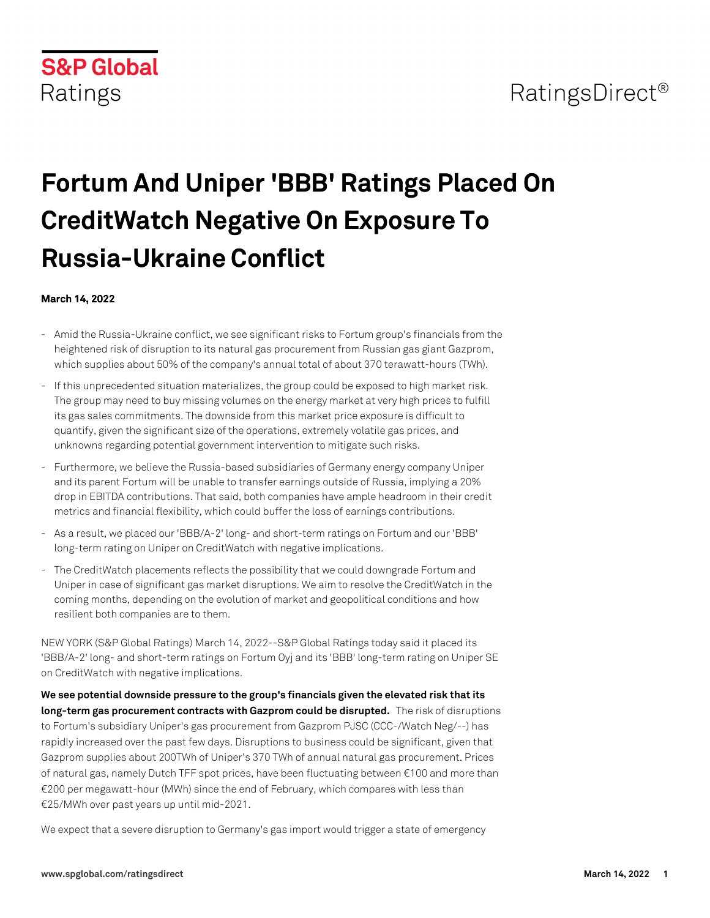# Fortum And Uniper 'BBB' Ratings Placed On CreditWatch Negative On Exposure To Russia-Ukraine Conflict

**March 14, 2022**

- Amid the Russia-Ukraine conflict, we see significant risks to Fortum group's financials from the heightened risk of disruption to its natural gas procurement from Russian gas giant Gazprom, which supplies about 50% of the company's annual total of about 370 terawatt-hours (TWh).
- If this unprecedented situation materializes, the group could be exposed to high market risk. The group may need to buy missing volumes on the energy market at very high prices to fulfill its gas sales commitments. The downside from this market price exposure is difficult to quantify, given the significant size of the operations, extremely volatile gas prices, and unknowns regarding potential government intervention to mitigate such risks.
- Furthermore, we believe the Russia-based subsidiaries of Germany energy company Uniper and its parent Fortum will be unable to transfer earnings outside of Russia, implying a 20% drop in EBITDA contributions. That said, both companies have ample headroom in their credit metrics and financial flexibility, which could buffer the loss of earnings contributions.
- As a result, we placed our 'BBB/A-2' long- and short-term ratings on Fortum and our 'BBB' long-term rating on Uniper on CreditWatch with negative implications.
- The CreditWatch placements reflects the possibility that we could downgrade Fortum and Uniper in case of significant gas market disruptions. We aim to resolve the CreditWatch in the coming months, depending on the evolution of market and geopolitical conditions and how resilient both companies are to them.

NEW YORK (S&P Global Ratings) March 14, 2022--S&P Global Ratings today said it placed its 'BBB/A-2' long- and short-term ratings on Fortum Oyj and its 'BBB' long-term rating on Uniper SE on CreditWatch with negative implications.

**We see potential downside pressure to the group's financials given the elevated risk that its long-term gas procurement contracts with Gazprom could be disrupted.** The risk of disruptions to Fortum's subsidiary Uniper's gas procurement from Gazprom PJSC (CCC-/Watch Neg/--) has rapidly increased over the past few days. Disruptions to business could be significant, given that Gazprom supplies about 200TWh of Uniper's 370 TWh of annual natural gas procurement. Prices of natural gas, namely Dutch TFF spot prices, have been fluctuating between €100 and more than €200 per megawatt-hour (MWh) since the end of February, which compares with less than €25/MWh over past years up until mid-2021.

We expect that a severe disruption to Germany's gas import would trigger a state of emergency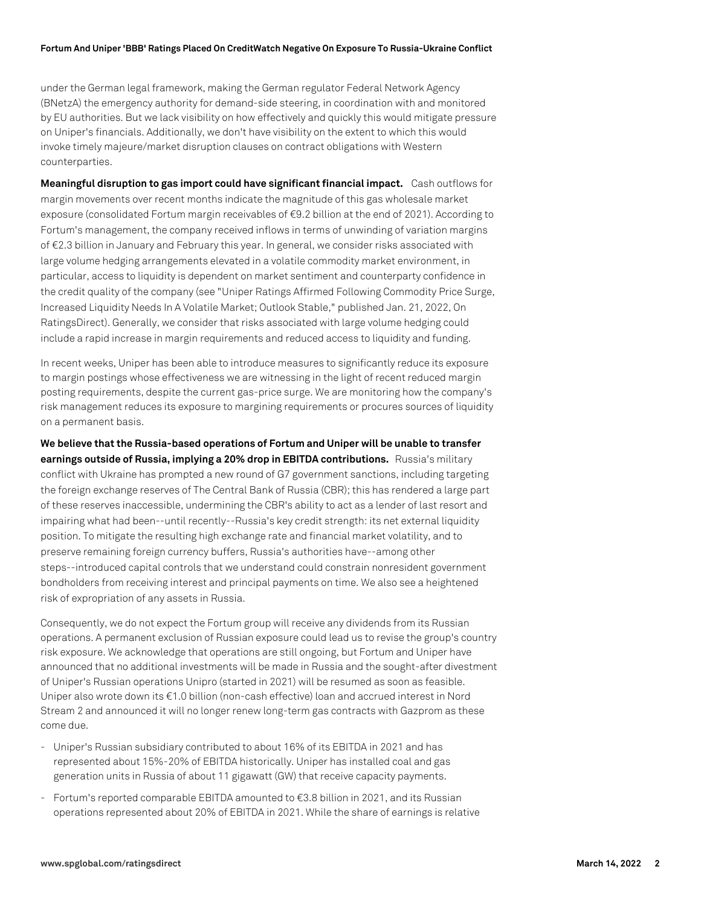under the German legal framework, making the German regulator Federal Network Agency (BNetzA) the emergency authority for demand-side steering, in coordination with and monitored by EU authorities. But we lack visibility on how effectively and quickly this would mitigate pressure on Uniper's financials. Additionally, we don't have visibility on the extent to which this would invoke timely majeure/market disruption clauses on contract obligations with Western counterparties.

**Meaningful disruption to gas import could have significant financial impact.** Cash outflows for margin movements over recent months indicate the magnitude of this gas wholesale market exposure (consolidated Fortum margin receivables of €9.2 billion at the end of 2021). According to Fortum's management, the company received inflows in terms of unwinding of variation margins of €2.3 billion in January and February this year. In general, we consider risks associated with large volume hedging arrangements elevated in a volatile commodity market environment, in particular, access to liquidity is dependent on market sentiment and counterparty confidence in the credit quality of the company (see "Uniper Ratings Affirmed Following Commodity Price Surge, Increased Liquidity Needs In A Volatile Market; Outlook Stable," published Jan. 21, 2022, On RatingsDirect). Generally, we consider that risks associated with large volume hedging could include a rapid increase in margin requirements and reduced access to liquidity and funding.

In recent weeks, Uniper has been able to introduce measures to significantly reduce its exposure to margin postings whose effectiveness we are witnessing in the light of recent reduced margin posting requirements, despite the current gas-price surge. We are monitoring how the company's risk management reduces its exposure to margining requirements or procures sources of liquidity on a permanent basis.

**We believe that the Russia-based operations of Fortum and Uniper will be unable to transfer earnings outside of Russia, implying a 20% drop in EBITDA contributions.** Russia's military conflict with Ukraine has prompted a new round of G7 government sanctions, including targeting the foreign exchange reserves of The Central Bank of Russia (CBR); this has rendered a large part of these reserves inaccessible, undermining the CBR's ability to act as a lender of last resort and impairing what had been--until recently--Russia's key credit strength: its net external liquidity position. To mitigate the resulting high exchange rate and financial market volatility, and to preserve remaining foreign currency buffers, Russia's authorities have--among other steps--introduced capital controls that we understand could constrain nonresident government bondholders from receiving interest and principal payments on time. We also see a heightened risk of expropriation of any assets in Russia.

Consequently, we do not expect the Fortum group will receive any dividends from its Russian operations. A permanent exclusion of Russian exposure could lead us to revise the group's country risk exposure. We acknowledge that operations are still ongoing, but Fortum and Uniper have announced that no additional investments will be made in Russia and the sought-after divestment of Uniper's Russian operations Unipro (started in 2021) will be resumed as soon as feasible. Uniper also wrote down its €1.0 billion (non-cash effective) loan and accrued interest in Nord Stream 2 and announced it will no longer renew long-term gas contracts with Gazprom as these come due.

- Uniper's Russian subsidiary contributed to about 16% of its EBITDA in 2021 and has represented about 15%-20% of EBITDA historically. Uniper has installed coal and gas generation units in Russia of about 11 gigawatt (GW) that receive capacity payments.
- Fortum's reported comparable EBITDA amounted to €3.8 billion in 2021, and its Russian operations represented about 20% of EBITDA in 2021. While the share of earnings is relative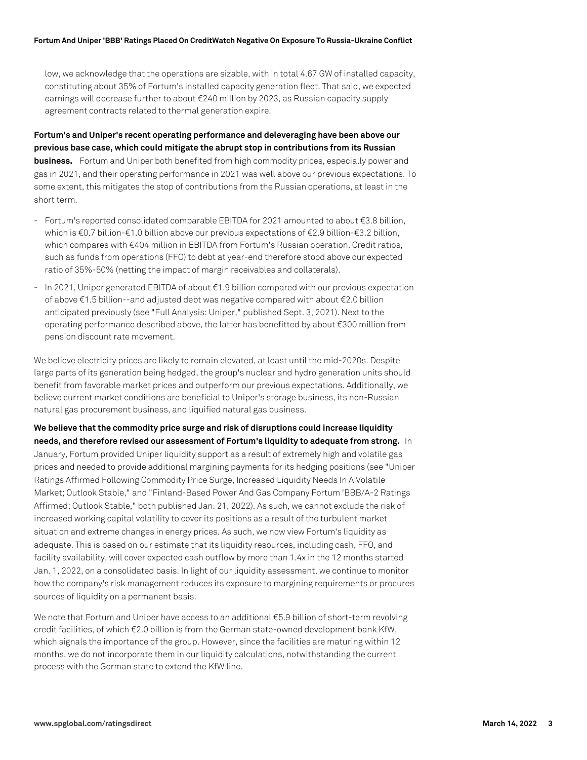low, we acknowledge that the operations are sizable, with in total 4.67 GW of installed capacity, constituting about 35% of Fortum's installed capacity generation fleet. That said, we expected earnings will decrease further to about €240 million by 2023, as Russian capacity supply agreement contracts related to thermal generation expire.

**Fortum's and Uniper's recent operating performance and deleveraging have been above our previous base case, which could mitigate the abrupt stop in contributions from its Russian business.** Fortum and Uniper both benefited from high commodity prices, especially power and gas in 2021, and their operating performance in 2021 was well above our previous expectations. To some extent, this mitigates the stop of contributions from the Russian operations, at least in the short term.

- Fortum's reported consolidated comparable EBITDA for 2021 amounted to about €3.8 billion, which is €0.7 billion-€1.0 billion above our previous expectations of €2.9 billion-€3.2 billion, which compares with €404 million in EBITDA from Fortum's Russian operation. Credit ratios, such as funds from operations (FFO) to debt at year-end therefore stood above our expected ratio of 35%-50% (netting the impact of margin receivables and collaterals).
- In 2021, Uniper generated EBITDA of about €1.9 billion compared with our previous expectation of above €1.5 billion--and adjusted debt was negative compared with about €2.0 billion anticipated previously (see "Full Analysis: Uniper," published Sept. 3, 2021). Next to the operating performance described above, the latter has benefitted by about €300 million from pension discount rate movement.

We believe electricity prices are likely to remain elevated, at least until the mid-2020s. Despite large parts of its generation being hedged, the group's nuclear and hydro generation units should benefit from favorable market prices and outperform our previous expectations. Additionally, we believe current market conditions are beneficial to Uniper's storage business, its non-Russian natural gas procurement business, and liquified natural gas business.

**We believe that the commodity price surge and risk of disruptions could increase liquidity needs, and therefore revised our assessment of Fortum's liquidity to adequate from strong.** In January, Fortum provided Uniper liquidity support as a result of extremely high and volatile gas prices and needed to provide additional margining payments for its hedging positions (see "Uniper Ratings Affirmed Following Commodity Price Surge, Increased Liquidity Needs In A Volatile Market; Outlook Stable," and "Finland-Based Power And Gas Company Fortum 'BBB/A-2 Ratings Affirmed; Outlook Stable," both published Jan. 21, 2022). As such, we cannot exclude the risk of increased working capital volatility to cover its positions as a result of the turbulent market situation and extreme changes in energy prices. As such, we now view Fortum's liquidity as adequate. This is based on our estimate that its liquidity resources, including cash, FFO, and facility availability, will cover expected cash outflow by more than 1.4x in the 12 months started Jan. 1, 2022, on a consolidated basis. In light of our liquidity assessment, we continue to monitor how the company's risk management reduces its exposure to margining requirements or procures sources of liquidity on a permanent basis.

We note that Fortum and Uniper have access to an additional €5.9 billion of short-term revolving credit facilities, of which €2.0 billion is from the German state-owned development bank KfW, which signals the importance of the group. However, since the facilities are maturing within 12 months, we do not incorporate them in our liquidity calculations, notwithstanding the current process with the German state to extend the KfW line.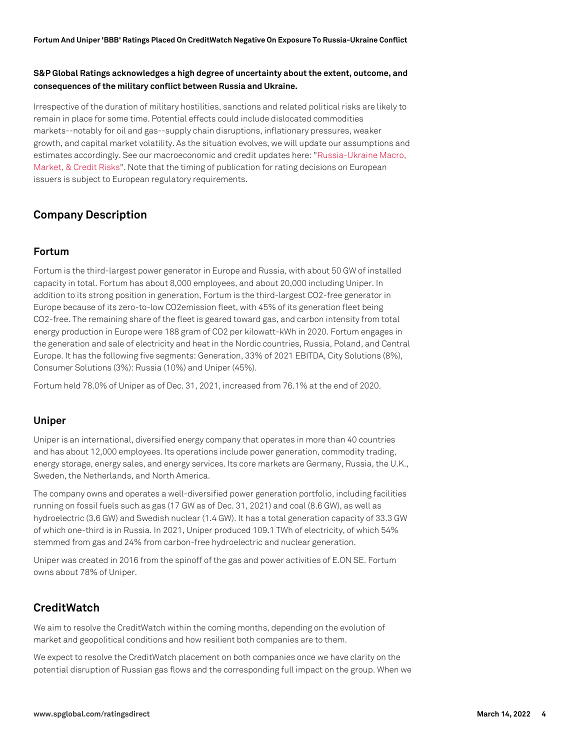**S&P Global Ratings acknowledges a high degree of uncertainty about the extent, outcome, and consequences of the military conflict between Russia and Ukraine.**

Irrespective of the duration of military hostilities, sanctions and related political risks are likely to remain in place for some time. Potential effects could include dislocated commodities markets--notably for oil and gas--supply chain disruptions, inflationary pressures, weaker growth, and capital market volatility. As the situation evolves, we will update our assumptions and estimates accordingly. See our macroeconomic and credit updates here: "Russia-Ukraine Macro, Market, & Credit Risks". Note that the timing of publication for rating decisions on European issuers is subject to European regulatory requirements.

## Company Description

### Fortum

Fortum is the third-largest power generator in Europe and Russia, with about 50 GW of installed capacity in total. Fortum has about 8,000 employees, and about 20,000 including Uniper. In addition to its strong position in generation, Fortum is the third-largest $CO_2$-free generator in Europe because of its zero-to-low $CO_2$emission fleet, with 45% of its generation fleet being $CO_2$-free. The remaining share of the fleet is geared toward gas, and carbon intensity from total energy production in Europe were 188 gram of $CO_2$ per kilowatt-kWh in 2020. Fortum engages in the generation and sale of electricity and heat in the Nordic countries, Russia, Poland, and Central Europe. It has the following five segments: Generation, 33% of 2021 EBITDA, City Solutions (8%), Consumer Solutions (3%): Russia (10%) and Uniper (45%).

Fortum held 78.0% of Uniper as of Dec. 31, 2021, increased from 76.1% at the end of 2020.

### Uniper

Uniper is an international, diversified energy company that operates in more than 40 countries and has about 12,000 employees. Its operations include power generation, commodity trading, energy storage, energy sales, and energy services. Its core markets are Germany, Russia, the U.K., Sweden, the Netherlands, and North America.

The company owns and operates a well-diversified power generation portfolio, including facilities running on fossil fuels such as gas (17 GW as of Dec. 31, 2021) and coal (8.6 GW), as well as hydroelectric (3.6 GW) and Swedish nuclear (1.4 GW). It has a total generation capacity of 33.3 GW of which one-third is in Russia. In 2021, Uniper produced 109.1 TWh of electricity, of which 54% stemmed from gas and 24% from carbon-free hydroelectric and nuclear generation.

Uniper was created in 2016 from the spinoff of the gas and power activities of E.ON SE. Fortum owns about 78% of Uniper.

## CreditWatch

We aim to resolve the CreditWatch within the coming months, depending on the evolution of market and geopolitical conditions and how resilient both companies are to them.

We expect to resolve the CreditWatch placement on both companies once we have clarity on the potential disruption of Russian gas flows and the corresponding full impact on the group. When we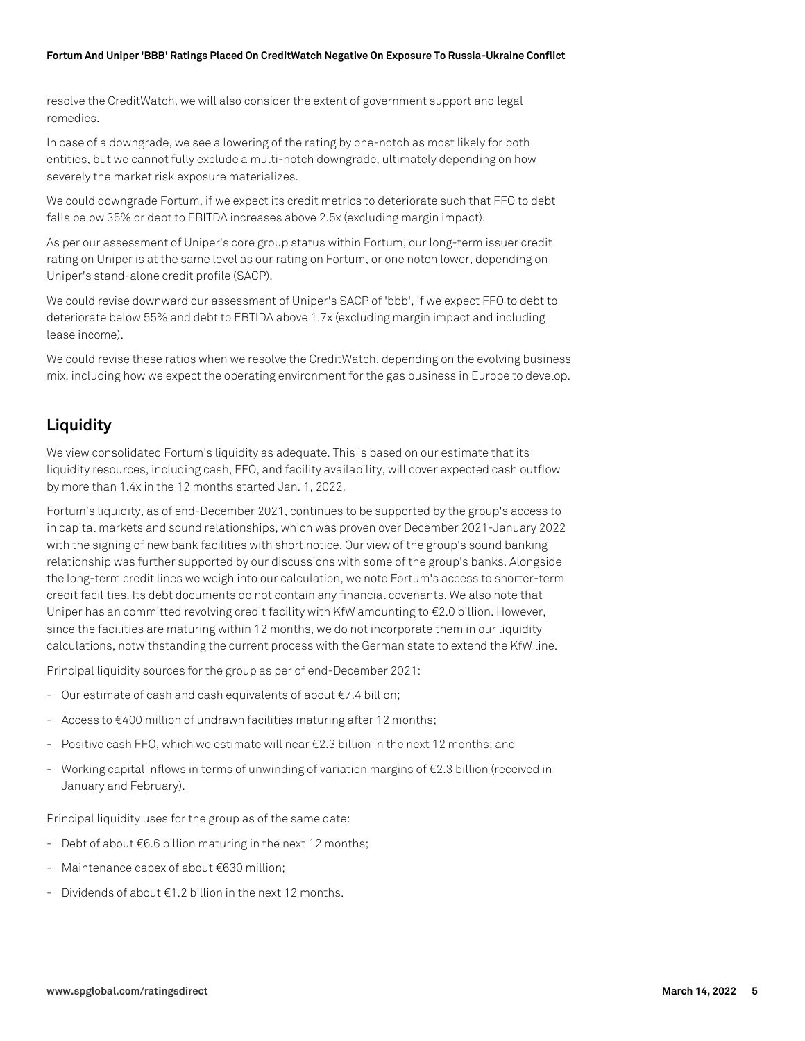resolve the CreditWatch, we will also consider the extent of government support and legal remedies.

In case of a downgrade, we see a lowering of the rating by one-notch as most likely for both entities, but we cannot fully exclude a multi-notch downgrade, ultimately depending on how severely the market risk exposure materializes.

We could downgrade Fortum, if we expect its credit metrics to deteriorate such that FFO to debt falls below 35% or debt to EBITDA increases above 2.5x (excluding margin impact).

As per our assessment of Uniper's core group status within Fortum, our long-term issuer credit rating on Uniper is at the same level as our rating on Fortum, or one notch lower, depending on Uniper's stand-alone credit profile (SACP).

We could revise downward our assessment of Uniper's SACP of 'bbb', if we expect FFO to debt to deteriorate below 55% and debt to EBTIDA above 1.7x (excluding margin impact and including lease income).

We could revise these ratios when we resolve the CreditWatch, depending on the evolving business mix, including how we expect the operating environment for the gas business in Europe to develop.

## Liquidity

We view consolidated Fortum's liquidity as adequate. This is based on our estimate that its liquidity resources, including cash, FFO, and facility availability, will cover expected cash outflow by more than 1.4x in the 12 months started Jan. 1, 2022.

Fortum's liquidity, as of end-December 2021, continues to be supported by the group's access to in capital markets and sound relationships, which was proven over December 2021-January 2022 with the signing of new bank facilities with short notice. Our view of the group's sound banking relationship was further supported by our discussions with some of the group's banks. Alongside the long-term credit lines we weigh into our calculation, we note Fortum's access to shorter-term credit facilities. Its debt documents do not contain any financial covenants. We also note that Uniper has an committed revolving credit facility with KfW amounting to €2.0 billion. However, since the facilities are maturing within 12 months, we do not incorporate them in our liquidity calculations, notwithstanding the current process with the German state to extend the KfW line.

Principal liquidity sources for the group as per of end-December 2021:

- Our estimate of cash and cash equivalents of about €7.4 billion;
- Access to €400 million of undrawn facilities maturing after 12 months;
- Positive cash FFO, which we estimate will near €2.3 billion in the next 12 months; and
- Working capital inflows in terms of unwinding of variation margins of €2.3 billion (received in January and February).

Principal liquidity uses for the group as of the same date:

- Debt of about €6.6 billion maturing in the next 12 months;
- Maintenance capex of about €630 million;
- Dividends of about €1.2 billion in the next 12 months.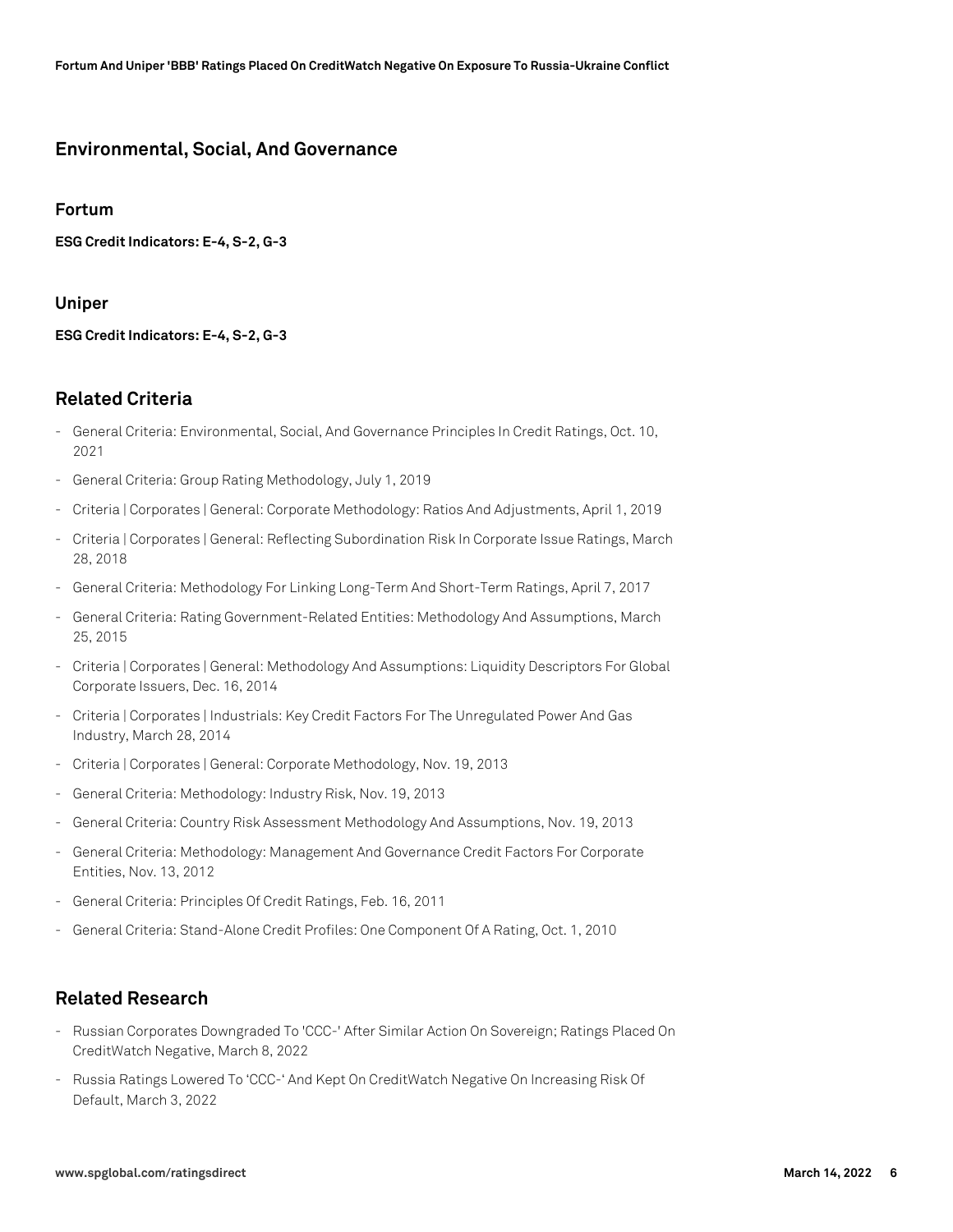## Environmental, Social, And Governance

### Fortum

**ESG Credit Indicators: E-4, S-2, G-3**

### Uniper

**ESG Credit Indicators: E-4, S-2, G-3**

## Related Criteria

- General Criteria: Environmental, Social, And Governance Principles In Credit Ratings, Oct. 10, 2021
- General Criteria: Group Rating Methodology, July 1, 2019
- Criteria | Corporates | General: Corporate Methodology: Ratios And Adjustments, April 1, 2019
- Criteria | Corporates | General: Reflecting Subordination Risk In Corporate Issue Ratings, March 28, 2018
- General Criteria: Methodology For Linking Long-Term And Short-Term Ratings, April 7, 2017
- General Criteria: Rating Government-Related Entities: Methodology And Assumptions, March 25, 2015
- Criteria | Corporates | General: Methodology And Assumptions: Liquidity Descriptors For Global Corporate Issuers, Dec. 16, 2014
- Criteria | Corporates | Industrials: Key Credit Factors For The Unregulated Power And Gas Industry, March 28, 2014
- Criteria | Corporates | General: Corporate Methodology, Nov. 19, 2013
- General Criteria: Methodology: Industry Risk, Nov. 19, 2013
- General Criteria: Country Risk Assessment Methodology And Assumptions, Nov. 19, 2013
- General Criteria: Methodology: Management And Governance Credit Factors For Corporate Entities, Nov. 13, 2012
- General Criteria: Principles Of Credit Ratings, Feb. 16, 2011
- General Criteria: Stand-Alone Credit Profiles: One Component Of A Rating, Oct. 1, 2010

## Related Research

- Russian Corporates Downgraded To 'CCC-' After Similar Action On Sovereign; Ratings Placed On CreditWatch Negative, March 8, 2022
- Russia Ratings Lowered To 'CCC-' And Kept On CreditWatch Negative On Increasing Risk Of Default, March 3, 2022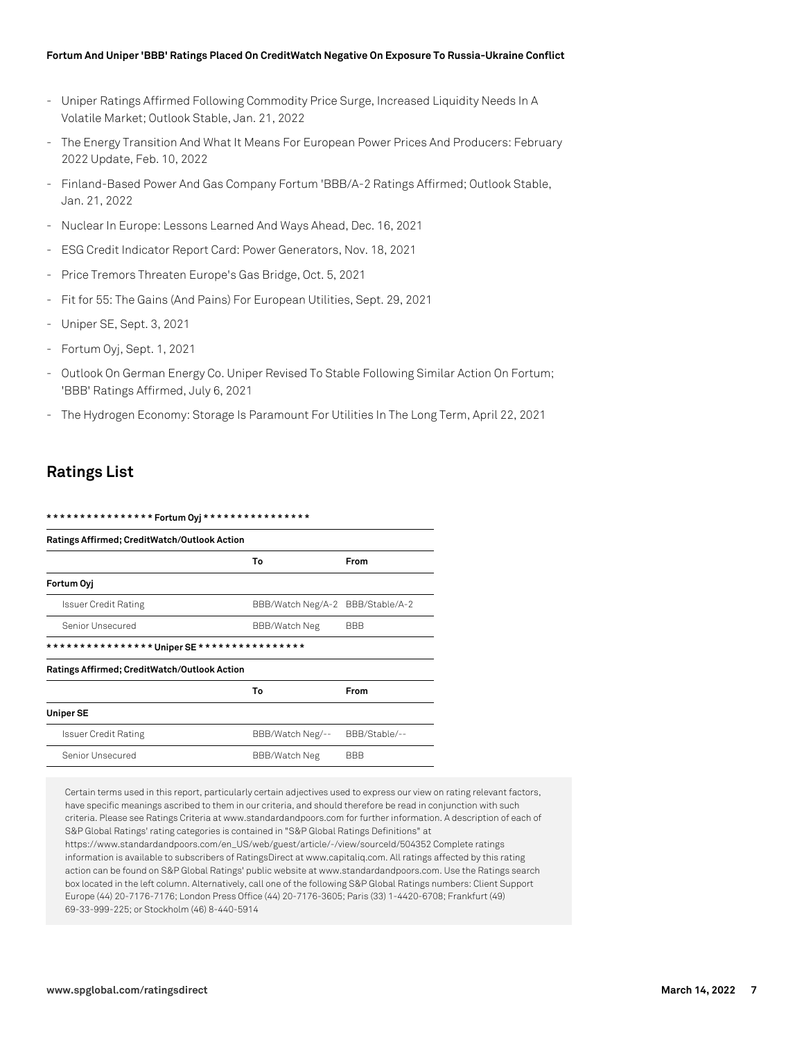- Uniper Ratings Affirmed Following Commodity Price Surge, Increased Liquidity Needs In A Volatile Market; Outlook Stable, Jan. 21, 2022
- The Energy Transition And What It Means For European Power Prices And Producers: February 2022 Update, Feb. 10, 2022
- Finland-Based Power And Gas Company Fortum 'BBB/A-2 Ratings Affirmed; Outlook Stable, Jan. 21, 2022
- Nuclear In Europe: Lessons Learned And Ways Ahead, Dec. 16, 2021
- ESG Credit Indicator Report Card: Power Generators, Nov. 18, 2021
- Price Tremors Threaten Europe's Gas Bridge, Oct. 5, 2021
- Fit for 55: The Gains (And Pains) For European Utilities, Sept. 29, 2021
- Uniper SE, Sept. 3, 2021
- Fortum Oyj, Sept. 1, 2021
- Outlook On German Energy Co. Uniper Revised To Stable Following Similar Action On Fortum; 'BBB' Ratings Affirmed, July 6, 2021
- The Hydrogen Economy: Storage Is Paramount For Utilities In The Long Term, April 22, 2021

## Ratings List

**\*\*\*\*\*\*\*\*\*\*\*\*\*\*\*\* Fortum Oyj \*\*\*\*\*\*\*\*\*\*\*\*\*\*\*\***

| Ratings Affirmed; CreditWatch/Outlook Action | | |
|---|---|---|
| | **To** | **From** |
| **Fortum Oyj** | | |
| Issuer Credit Rating | BBB/Watch Neg/A-2 | BBB/Stable/A-2 |
| Senior Unsecured | BBB/Watch Neg | BBB |

**\*\*\*\*\*\*\*\*\*\*\*\*\*\*\*\* Uniper SE \*\*\*\*\*\*\*\*\*\*\*\*\*\*\*\***

| Ratings Affirmed; CreditWatch/Outlook Action | | |
|---|---|---|
| | **To** | **From** |
| **Uniper SE** | | |
| Issuer Credit Rating | BBB/Watch Neg/-- | BBB/Stable/-- |
| Senior Unsecured | BBB/Watch Neg | BBB |

Certain terms used in this report, particularly certain adjectives used to express our view on rating relevant factors, have specific meanings ascribed to them in our criteria, and should therefore be read in conjunction with such criteria. Please see Ratings Criteria at www.standardandpoors.com for further information. A description of each of S&P Global Ratings' rating categories is contained in "S&P Global Ratings Definitions" at https://www.standardandpoors.com/en_US/web/guest/article/-/view/sourceId/504352 Complete ratings information is available to subscribers of RatingsDirect at www.capitaliq.com. All ratings affected by this rating action can be found on S&P Global Ratings' public website at www.standardandpoors.com. Use the Ratings search box located in the left column. Alternatively, call one of the following S&P Global Ratings numbers: Client Support Europe (44) 20-7176-7176; London Press Office (44) 20-7176-3605; Paris (33) 1-4420-6708; Frankfurt (49) 69-33-999-225; or Stockholm (46) 8-440-5914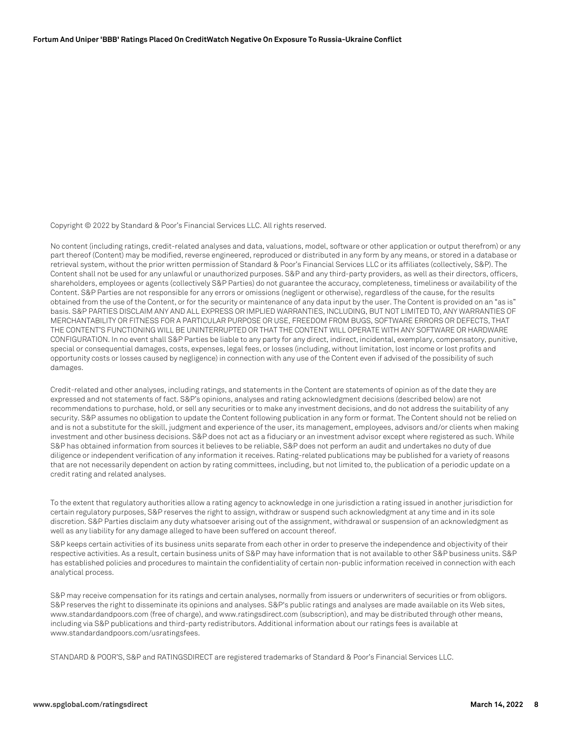Copyright © 2022 by Standard & Poor's Financial Services LLC. All rights reserved.

No content (including ratings, credit-related analyses and data, valuations, model, software or other application or output therefrom) or any part thereof (Content) may be modified, reverse engineered, reproduced or distributed in any form by any means, or stored in a database or retrieval system, without the prior written permission of Standard & Poor's Financial Services LLC or its affiliates (collectively, S&P). The Content shall not be used for any unlawful or unauthorized purposes. S&P and any third-party providers, as well as their directors, officers, shareholders, employees or agents (collectively S&P Parties) do not guarantee the accuracy, completeness, timeliness or availability of the Content. S&P Parties are not responsible for any errors or omissions (negligent or otherwise), regardless of the cause, for the results obtained from the use of the Content, or for the security or maintenance of any data input by the user. The Content is provided on an "as is" basis. S&P PARTIES DISCLAIM ANY AND ALL EXPRESS OR IMPLIED WARRANTIES, INCLUDING, BUT NOT LIMITED TO, ANY WARRANTIES OF MERCHANTABILITY OR FITNESS FOR A PARTICULAR PURPOSE OR USE, FREEDOM FROM BUGS, SOFTWARE ERRORS OR DEFECTS, THAT THE CONTENT'S FUNCTIONING WILL BE UNINTERRUPTED OR THAT THE CONTENT WILL OPERATE WITH ANY SOFTWARE OR HARDWARE CONFIGURATION. In no event shall S&P Parties be liable to any party for any direct, indirect, incidental, exemplary, compensatory, punitive, special or consequential damages, costs, expenses, legal fees, or losses (including, without limitation, lost income or lost profits and opportunity costs or losses caused by negligence) in connection with any use of the Content even if advised of the possibility of such damages.

Credit-related and other analyses, including ratings, and statements in the Content are statements of opinion as of the date they are expressed and not statements of fact. S&P's opinions, analyses and rating acknowledgment decisions (described below) are not recommendations to purchase, hold, or sell any securities or to make any investment decisions, and do not address the suitability of any security. S&P assumes no obligation to update the Content following publication in any form or format. The Content should not be relied on and is not a substitute for the skill, judgment and experience of the user, its management, employees, advisors and/or clients when making investment and other business decisions. S&P does not act as a fiduciary or an investment advisor except where registered as such. While S&P has obtained information from sources it believes to be reliable, S&P does not perform an audit and undertakes no duty of due diligence or independent verification of any information it receives. Rating-related publications may be published for a variety of reasons that are not necessarily dependent on action by rating committees, including, but not limited to, the publication of a periodic update on a credit rating and related analyses.

To the extent that regulatory authorities allow a rating agency to acknowledge in one jurisdiction a rating issued in another jurisdiction for certain regulatory purposes, S&P reserves the right to assign, withdraw or suspend such acknowledgment at any time and in its sole discretion. S&P Parties disclaim any duty whatsoever arising out of the assignment, withdrawal or suspension of an acknowledgment as well as any liability for any damage alleged to have been suffered on account thereof.

S&P keeps certain activities of its business units separate from each other in order to preserve the independence and objectivity of their respective activities. As a result, certain business units of S&P may have information that is not available to other S&P business units. S&P has established policies and procedures to maintain the confidentiality of certain non-public information received in connection with each analytical process.

S&P may receive compensation for its ratings and certain analyses, normally from issuers or underwriters of securities or from obligors. S&P reserves the right to disseminate its opinions and analyses. S&P's public ratings and analyses are made available on its Web sites, www.standardandpoors.com (free of charge), and www.ratingsdirect.com (subscription), and may be distributed through other means, including via S&P publications and third-party redistributors. Additional information about our ratings fees is available at www.standardandpoors.com/usratingsfees.

STANDARD & POOR'S, S&P and RATINGSDIRECT are registered trademarks of Standard & Poor's Financial Services LLC.